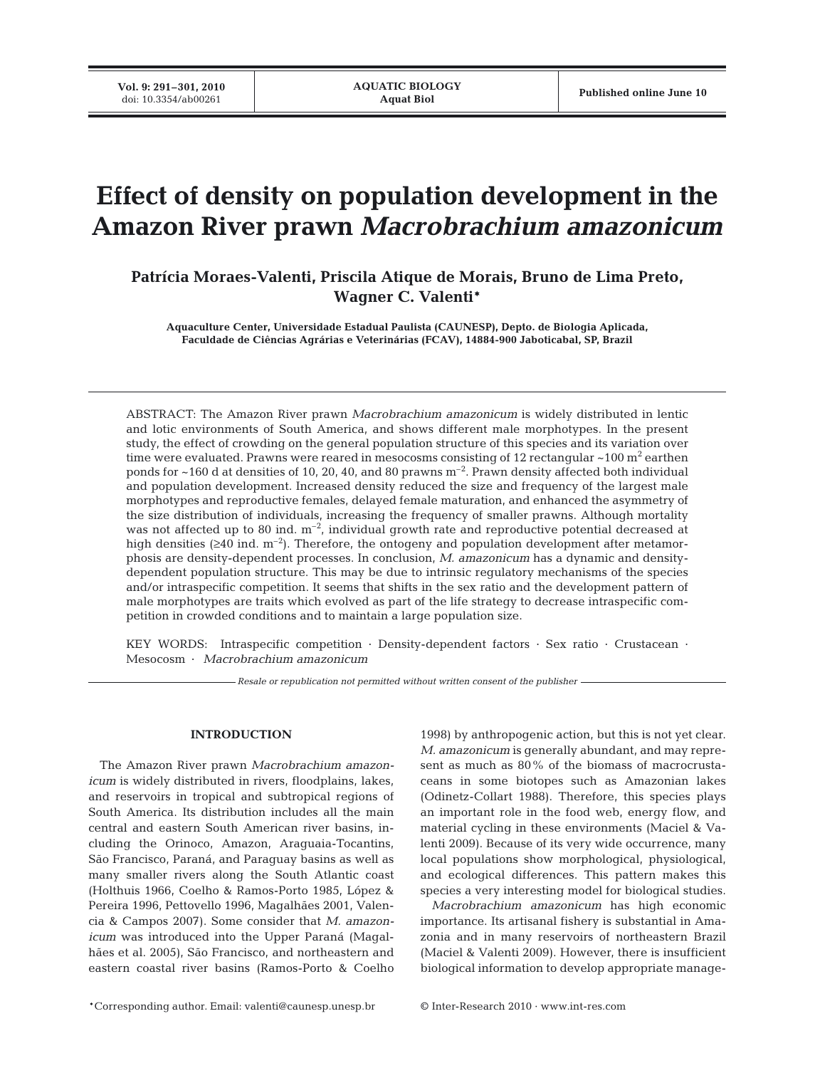# Effect of density on population development in the Amazon River prawn *Macrobrachium amazonicum*

**Patrícia Moraes-Valenti, Priscila Atique de Morais, Bruno de Lima Preto, Wagner C. Valenti***

**Aquaculture Center, Universidade Estadual Paulista (CAUNESP), Depto. de Biologia Aplicada, Faculdade de Ciências Agrárias e Veterinárias (FCAV), 14884-900 Jaboticabal, SP, Brazil**

ABSTRACT: The Amazon River prawn *Macrobrachium amazonicum* is widely distributed in lentic and lotic environments of South America, and shows different male morphotypes. In the present study, the effect of crowding on the general population structure of this species and its variation over time were evaluated. Prawns were reared in mesocosms consisting of 12 rectangular ~100 $m^2$ earthen ponds for ~160 d at densities of 10, 20, 40, and 80 prawns $m^{-2}$. Prawn density affected both individual and population development. Increased density reduced the size and frequency of the largest male morphotypes and reproductive females, delayed female maturation, and enhanced the asymmetry of the size distribution of individuals, increasing the frequency of smaller prawns. Although mortality was not affected up to 80 ind. $m^{-2}$, individual growth rate and reproductive potential decreased at high densities (≥40 ind. $m^{-2}$). Therefore, the ontogeny and population development after metamorphosis are density-dependent processes. In conclusion, *M. amazonicum* has a dynamic and density-dependent population structure. This may be due to intrinsic regulatory mechanisms of the species and/or intraspecific competition. It seems that shifts in the sex ratio and the development pattern of male morphotypes are traits which evolved as part of the life strategy to decrease intraspecific competition in crowded conditions and to maintain a large population size.

KEY WORDS: Intraspecific competition · Density-dependent factors · Sex ratio · Crustacean · Mesocosm · *Macrobrachium amazonicum*

*Resale or republication not permitted without written consent of the publisher*

## INTRODUCTION

The Amazon River prawn *Macrobrachium amazonicum* is widely distributed in rivers, floodplains, lakes, and reservoirs in tropical and subtropical regions of South America. Its distribution includes all the main central and eastern South American river basins, including the Orinoco, Amazon, Araguaia-Tocantins, São Francisco, Paraná, and Paraguay basins as well as many smaller rivers along the South Atlantic coast (Holthuis 1966, Coelho & Ramos-Porto 1985, López & Pereira 1996, Pettovello 1996, Magalhães 2001, Valencia & Campos 2007). Some consider that *M. amazonicum* was introduced into the Upper Paraná (Magalhães et al. 2005), São Francisco, and northeastern and eastern coastal river basins (Ramos-Porto & Coelho 1998) by anthropogenic action, but this is not yet clear. *M. amazonicum* is generally abundant, and may represent as much as 80% of the biomass of macrocrustaceans in some biotopes such as Amazonian lakes (Odinetz-Collart 1988). Therefore, this species plays an important role in the food web, energy flow, and material cycling in these environments (Maciel & Valenti 2009). Because of its very wide occurrence, many local populations show morphological, physiological, and ecological differences. This pattern makes this species a very interesting model for biological studies.

*Macrobrachium amazonicum* has high economic importance. Its artisanal fishery is substantial in Amazonia and in many reservoirs of northeastern Brazil (Maciel & Valenti 2009). However, there is insufficient biological information to develop appropriate manage-

*Corresponding author. Email: valenti@caunesp.unesp.br

© Inter-Research 2010 · www.int-res.com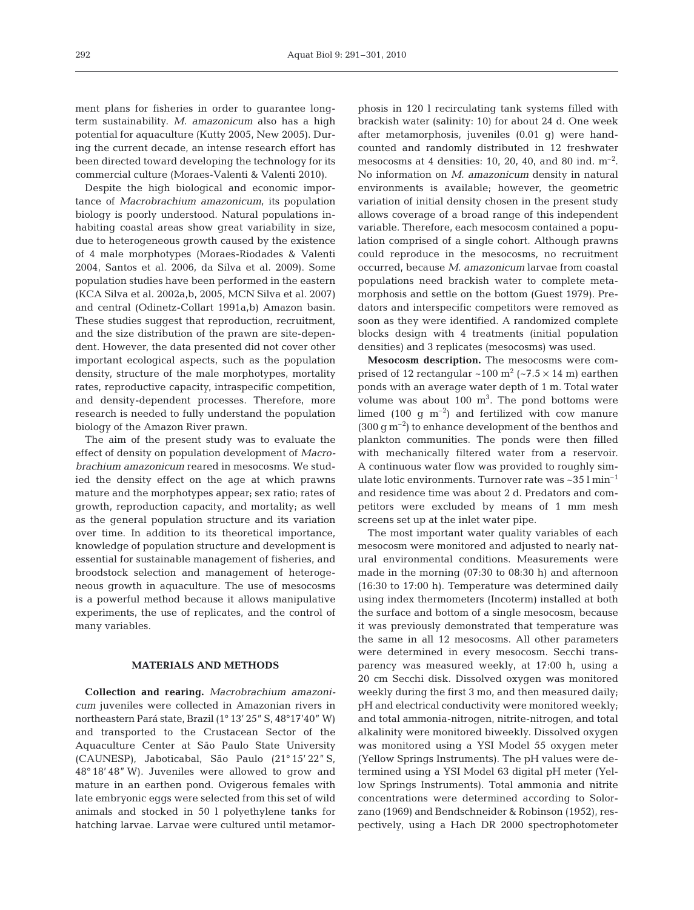ment plans for fisheries in order to guarantee long-term sustainability. *M. amazonicum* also has a high potential for aquaculture (Kutty 2005, New 2005). During the current decade, an intense research effort has been directed toward developing the technology for its commercial culture (Moraes-Valenti & Valenti 2010).

Despite the high biological and economic importance of *Macrobrachium amazonicum*, its population biology is poorly understood. Natural populations inhabiting coastal areas show great variability in size, due to heterogeneous growth caused by the existence of 4 male morphotypes (Moraes-Riodades & Valenti 2004, Santos et al. 2006, da Silva et al. 2009). Some population studies have been performed in the eastern (KCA Silva et al. 2002a,b, 2005, MCN Silva et al. 2007) and central (Odinetz-Collart 1991a,b) Amazon basin. These studies suggest that reproduction, recruitment, and the size distribution of the prawn are site-dependent. However, the data presented did not cover other important ecological aspects, such as the population density, structure of the male morphotypes, mortality rates, reproductive capacity, intraspecific competition, and density-dependent processes. Therefore, more research is needed to fully understand the population biology of the Amazon River prawn.

The aim of the present study was to evaluate the effect of density on population development of *Macrobrachium amazonicum* reared in mesocosms. We studied the density effect on the age at which prawns mature and the morphotypes appear; sex ratio; rates of growth, reproduction capacity, and mortality; as well as the general population structure and its variation over time. In addition to its theoretical importance, knowledge of population structure and development is essential for sustainable management of fisheries, and broodstock selection and management of heterogeneous growth in aquaculture. The use of mesocosms is a powerful method because it allows manipulative experiments, the use of replicates, and the control of many variables.

## MATERIALS AND METHODS

**Collection and rearing.** *Macrobrachium amazonicum* juveniles were collected in Amazonian rivers in northeastern Pará state, Brazil (1° 13′ 25″ S, 48°17′40″ W) and transported to the Crustacean Sector of the Aquaculture Center at São Paulo State University (CAUNESP), Jaboticabal, São Paulo (21° 15′ 22″ S, 48° 18′ 48″ W). Juveniles were allowed to grow and mature in an earthen pond. Ovigerous females with late embryonic eggs were selected from this set of wild animals and stocked in 50 l polyethylene tanks for hatching larvae. Larvae were cultured until metamorphosis in 120 l recirculating tank systems filled with brackish water (salinity: 10) for about 24 d. One week after metamorphosis, juveniles (0.01 g) were hand-counted and randomly distributed in 12 freshwater mesocosms at 4 densities: 10, 20, 40, and 80 ind. $m^{-2}$. No information on *M. amazonicum* density in natural environments is available; however, the geometric variation of initial density chosen in the present study allows coverage of a broad range of this independent variable. Therefore, each mesocosm contained a population comprised of a single cohort. Although prawns could reproduce in the mesocosms, no recruitment occurred, because *M. amazonicum* larvae from coastal populations need brackish water to complete metamorphosis and settle on the bottom (Guest 1979). Predators and interspecific competitors were removed as soon as they were identified. A randomized complete blocks design with 4 treatments (initial population densities) and 3 replicates (mesocosms) was used.

**Mesocosm description.** The mesocosms were comprised of 12 rectangular ~100 $m^2$ (~7.5 × 14 m) earthen ponds with an average water depth of 1 m. Total water volume was about 100 $m^3$. The pond bottoms were limed (100 g $m^{-2}$) and fertilized with cow manure (300 g $m^{-2}$) to enhance development of the benthos and plankton communities. The ponds were then filled with mechanically filtered water from a reservoir. A continuous water flow was provided to roughly simulate lotic environments. Turnover rate was ~35 l $min^{-1}$ and residence time was about 2 d. Predators and competitors were excluded by means of 1 mm mesh screens set up at the inlet water pipe.

The most important water quality variables of each mesocosm were monitored and adjusted to nearly natural environmental conditions. Measurements were made in the morning (07:30 to 08:30 h) and afternoon (16:30 to 17:00 h). Temperature was determined daily using index thermometers (Incoterm) installed at both the surface and bottom of a single mesocosm, because it was previously demonstrated that temperature was the same in all 12 mesocosms. All other parameters were determined in every mesocosm. Secchi transparency was measured weekly, at 17:00 h, using a 20 cm Secchi disk. Dissolved oxygen was monitored weekly during the first 3 mo, and then measured daily; pH and electrical conductivity were monitored weekly; and total ammonia-nitrogen, nitrite-nitrogen, and total alkalinity were monitored biweekly. Dissolved oxygen was monitored using a YSI Model 55 oxygen meter (Yellow Springs Instruments). The pH values were determined using a YSI Model 63 digital pH meter (Yellow Springs Instruments). Total ammonia and nitrite concentrations were determined according to Solorzano (1969) and Bendschneider & Robinson (1952), respectively, using a Hach DR 2000 spectrophotometer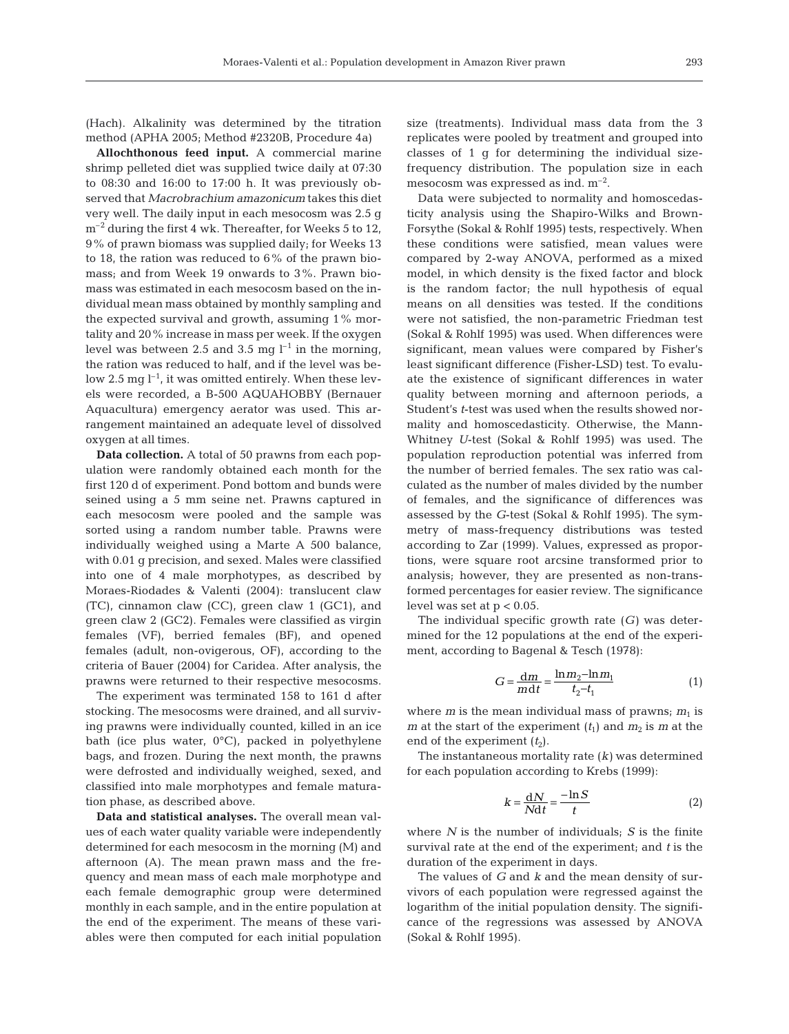(Hach). Alkalinity was determined by the titration method (APHA 2005; Method #2320B, Procedure 4a)

**Allochthonous feed input.** A commercial marine shrimp pelleted diet was supplied twice daily at 07:30 to 08:30 and 16:00 to 17:00 h. It was previously observed that *Macrobrachium amazonicum* takes this diet very well. The daily input in each mesocosm was 2.5 g $m^{-2}$ during the first 4 wk. Thereafter, for Weeks 5 to 12, 9% of prawn biomass was supplied daily; for Weeks 13 to 18, the ration was reduced to 6% of the prawn biomass; and from Week 19 onwards to 3%. Prawn biomass was estimated in each mesocosm based on the individual mean mass obtained by monthly sampling and the expected survival and growth, assuming 1% mortality and 20% increase in mass per week. If the oxygen level was between 2.5 and 3.5 mg $l^{-1}$ in the morning, the ration was reduced to half, and if the level was below 2.5 mg $l^{-1}$, it was omitted entirely. When these levels were recorded, a B-500 AQUAHOBBY (Bernauer Aquacultura) emergency aerator was used. This arrangement maintained an adequate level of dissolved oxygen at all times.

**Data collection.** A total of 50 prawns from each population were randomly obtained each month for the first 120 d of experiment. Pond bottom and bunds were seined using a 5 mm seine net. Prawns captured in each mesocosm were pooled and the sample was sorted using a random number table. Prawns were individually weighed using a Marte A 500 balance, with 0.01 g precision, and sexed. Males were classified into one of 4 male morphotypes, as described by Moraes-Riodades & Valenti (2004): translucent claw (TC), cinnamon claw (CC), green claw 1 (GC1), and green claw 2 (GC2). Females were classified as virgin females (VF), berried females (BF), and opened females (adult, non-ovigerous, OF), according to the criteria of Bauer (2004) for Caridea. After analysis, the prawns were returned to their respective mesocosms.

The experiment was terminated 158 to 161 d after stocking. The mesocosms were drained, and all surviving prawns were individually counted, killed in an ice bath (ice plus water, 0°C), packed in polyethylene bags, and frozen. During the next month, the prawns were defrosted and individually weighed, sexed, and classified into male morphotypes and female maturation phase, as described above.

**Data and statistical analyses.** The overall mean values of each water quality variable were independently determined for each mesocosm in the morning (M) and afternoon (A). The mean prawn mass and the frequency and mean mass of each male morphotype and each female demographic group were determined monthly in each sample, and in the entire population at the end of the experiment. The means of these variables were then computed for each initial population size (treatments). Individual mass data from the 3 replicates were pooled by treatment and grouped into classes of 1 g for determining the individual size-frequency distribution. The population size in each mesocosm was expressed as ind. $m^{-2}$.

Data were subjected to normality and homoscedasticity analysis using the Shapiro-Wilks and Brown-Forsythe (Sokal & Rohlf 1995) tests, respectively. When these conditions were satisfied, mean values were compared by 2-way ANOVA, performed as a mixed model, in which density is the fixed factor and block is the random factor; the null hypothesis of equal means on all densities was tested. If the conditions were not satisfied, the non-parametric Friedman test (Sokal & Rohlf 1995) was used. When differences were significant, mean values were compared by Fisher's least significant difference (Fisher-LSD) test. To evaluate the existence of significant differences in water quality between morning and afternoon periods, a Student's *t*-test was used when the results showed normality and homoscedasticity. Otherwise, the Mann-Whitney *U*-test (Sokal & Rohlf 1995) was used. The population reproduction potential was inferred from the number of berried females. The sex ratio was calculated as the number of males divided by the number of females, and the significance of differences was assessed by the *G*-test (Sokal & Rohlf 1995). The symmetry of mass-frequency distributions was tested according to Zar (1999). Values, expressed as proportions, were square root arcsine transformed prior to analysis; however, they are presented as non-transformed percentages for easier review. The significance level was set at $p < 0.05$.

The individual specific growth rate ($G$) was determined for the 12 populations at the end of the experiment, according to Bagenal & Tesch (1978):

$$G = \frac{dm}{m\,dt} = \frac{\ln m_2 - \ln m_1}{t_2 - t_1} \quad (1)$$

where $m$ is the mean individual mass of prawns; $m_1$ is $m$ at the start of the experiment ($t_1$) and $m_2$ is $m$ at the end of the experiment ($t_2$).

The instantaneous mortality rate ($k$) was determined for each population according to Krebs (1999):

$$k = \frac{dN}{N\,dt} = \frac{-\ln S}{t} \quad (2)$$

where $N$ is the number of individuals; $S$ is the finite survival rate at the end of the experiment; and $t$ is the duration of the experiment in days.

The values of $G$ and $k$ and the mean density of survivors of each population were regressed against the logarithm of the initial population density. The significance of the regressions was assessed by ANOVA (Sokal & Rohlf 1995).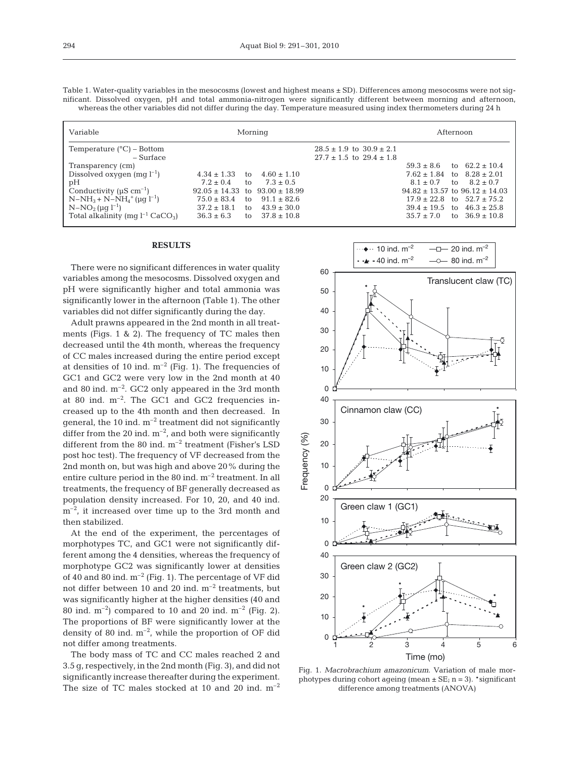Table 1. Water-quality variables in the mesocosms (lowest and highest means ± SD). Differences among mesocosms were not significant. Dissolved oxygen, pH and total ammonia-nitrogen were significantly different between morning and afternoon, whereas the other variables did not differ during the day. Temperature measured using index thermometers during 24 h

| Variable | Morning | Afternoon |
|---|---|---|
| Temperature (°C) – Bottom | $28.5 \pm 1.9$ to $30.9 \pm 2.1$ | |
| – Surface | $27.7 \pm 1.5$ to $29.4 \pm 1.8$ | |
| Transparency (cm) | | $59.3 \pm 8.6$ to $62.2 \pm 10.4$ |
| Dissolved oxygen (mg $l^{-1}$) | $4.34 \pm 1.33$ to $4.60 \pm 1.10$ | $7.62 \pm 1.84$ to $8.28 \pm 2.01$ |
| pH | $7.2 \pm 0.4$ to $7.3 \pm 0.5$ | $8.1 \pm 0.7$ to $8.2 \pm 0.7$ |
| Conductivity (µS $cm^{-1}$) | $92.05 \pm 14.33$ to $93.00 \pm 18.99$ | $94.82 \pm 13.57$ to $96.12 \pm 14.03$ |
| $N–NH_3 + N–NH_4^+$ (µg $l^{-1}$) | $75.0 \pm 83.4$ to $91.1 \pm 82.6$ | $17.9 \pm 22.8$ to $52.7 \pm 75.2$ |
| $N–NO_2$ (µg $l^{-1}$) | $37.2 \pm 18.1$ to $43.9 \pm 30.0$ | $39.4 \pm 19.5$ to $46.3 \pm 25.8$ |
| Total alkalinity (mg $l^{-1}$ $CaCO_3$) | $36.3 \pm 6.3$ to $37.8 \pm 10.8$ | $35.7 \pm 7.0$ to $36.9 \pm 10.8$ |

## RESULTS

There were no significant differences in water quality variables among the mesocosms. Dissolved oxygen and pH were significantly higher and total ammonia was significantly lower in the afternoon (Table 1). The other variables did not differ significantly during the day.

Adult prawns appeared in the 2nd month in all treatments (Figs. 1 & 2). The frequency of TC males then decreased until the 4th month, whereas the frequency of CC males increased during the entire period except at densities of 10 ind. $m^{-2}$ (Fig. 1). The frequencies of GC1 and GC2 were very low in the 2nd month at 40 and 80 ind. $m^{-2}$. GC2 only appeared in the 3rd month at 80 ind. $m^{-2}$. The GC1 and GC2 frequencies increased up to the 4th month and then decreased. In general, the 10 ind. $m^{-2}$ treatment did not significantly differ from the 20 ind. $m^{-2}$, and both were significantly different from the 80 ind. $m^{-2}$ treatment (Fisher's LSD post hoc test). The frequency of VF decreased from the 2nd month on, but was high and above 20% during the entire culture period in the 80 ind. $m^{-2}$ treatment. In all treatments, the frequency of BF generally decreased as population density increased. For 10, 20, and 40 ind. $m^{-2}$, it increased over time up to the 3rd month and then stabilized.

At the end of the experiment, the percentages of morphotypes TC, and GC1 were not significantly different among the 4 densities, whereas the frequency of morphotype GC2 was significantly lower at densities of 40 and 80 ind. $m^{-2}$ (Fig. 1). The percentage of VF did not differ between 10 and 20 ind. $m^{-2}$ treatments, but was significantly higher at the higher densities (40 and 80 ind. $m^{-2}$) compared to 10 and 20 ind. $m^{-2}$ (Fig. 2). The proportions of BF were significantly lower at the density of 80 ind. $m^{-2}$, while the proportion of OF did not differ among treatments.

The body mass of TC and CC males reached 2 and 3.5 g, respectively, in the 2nd month (Fig. 3), and did not significantly increase thereafter during the experiment. The size of TC males stocked at 10 and 20 ind. $m^{-2}$

Fig. 1. *Macrobrachium amazonicum*. Variation of male morphotypes during cohort ageing (mean ± SE; n = 3). *significant difference among treatments (ANOVA)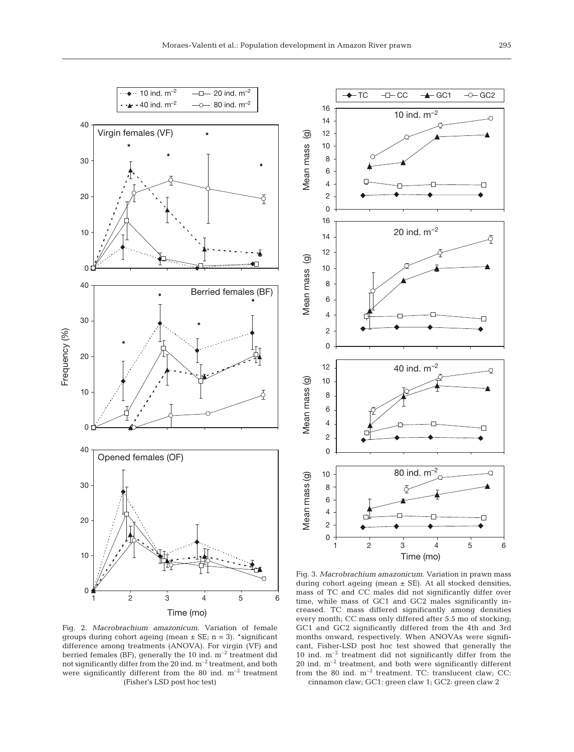Fig. 2. *Macrobrachium amazonicum*. Variation of female groups during cohort ageing (mean ± SE; n = 3). *significant difference among treatments (ANOVA). For virgin (VF) and berried females (BF), generally the 10 ind. $m^{-2}$ treatment did not significantly differ from the 20 ind. $m^{-2}$ treatment, and both were significantly different from the 80 ind. $m^{-2}$ treatment (Fisher's LSD post hoc test)

Fig. 3. *Macrobrachium amazonicum*. Variation in prawn mass during cohort ageing (mean ± SE). At all stocked densities, mass of TC and CC males did not significantly differ over time, while mass of GC1 and GC2 males significantly increased. TC mass differed significantly among densities every month; CC mass only differed after 5.5 mo of stocking; GC1 and GC2 significantly differed from the 4th and 3rd months onward, respectively. When ANOVAs were significant, Fisher-LSD post hoc test showed that generally the 10 ind. $m^{-2}$ treatment did not significantly differ from the 20 ind. $m^{-2}$ treatment, and both were significantly different from the 80 ind. $m^{-2}$ treatment. TC: translucent claw; CC: cinnamon claw; GC1: green claw 1; GC2: green claw 2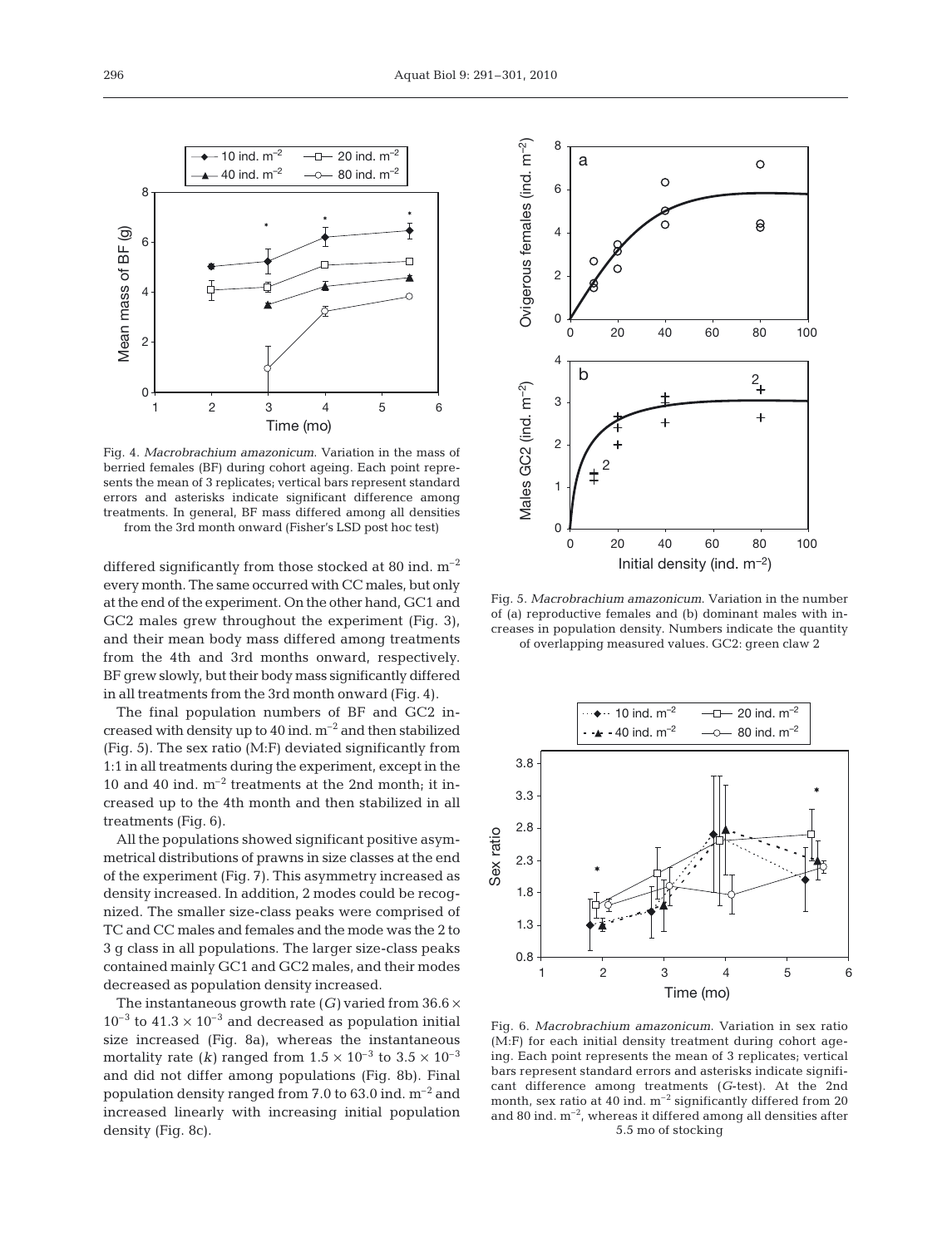Fig. 4. *Macrobrachium amazonicum*. Variation in the mass of berried females (BF) during cohort ageing. Each point represents the mean of 3 replicates; vertical bars represent standard errors and asterisks indicate significant difference among treatments. In general, BF mass differed among all densities from the 3rd month onward (Fisher's LSD post hoc test)

differed significantly from those stocked at 80 ind. $m^{-2}$ every month. The same occurred with CC males, but only at the end of the experiment. On the other hand, GC1 and GC2 males grew throughout the experiment (Fig. 3), and their mean body mass differed among treatments from the 4th and 3rd months onward, respectively. BF grew slowly, but their body mass significantly differed in all treatments from the 3rd month onward (Fig. 4).

The final population numbers of BF and GC2 increased with density up to 40 ind. $m^{-2}$ and then stabilized (Fig. 5). The sex ratio (M:F) deviated significantly from 1:1 in all treatments during the experiment, except in the 10 and 40 ind. $m^{-2}$ treatments at the 2nd month; it increased up to the 4th month and then stabilized in all treatments (Fig. 6).

All the populations showed significant positive asymmetrical distributions of prawns in size classes at the end of the experiment (Fig. 7). This asymmetry increased as density increased. In addition, 2 modes could be recognized. The smaller size-class peaks were comprised of TC and CC males and females and the mode was the 2 to 3 g class in all populations. The larger size-class peaks contained mainly GC1 and GC2 males, and their modes decreased as population density increased.

The instantaneous growth rate ($G$) varied from $36.6 \times 10^{-3}$ to $41.3 \times 10^{-3}$ and decreased as population initial size increased (Fig. 8a), whereas the instantaneous mortality rate ($k$) ranged from $1.5 \times 10^{-3}$ to $3.5 \times 10^{-3}$ and did not differ among populations (Fig. 8b). Final population density ranged from 7.0 to 63.0 ind. $m^{-2}$ and increased linearly with increasing initial population density (Fig. 8c).

Fig. 5. *Macrobrachium amazonicum*. Variation in the number of (a) reproductive females and (b) dominant males with increases in population density. Numbers indicate the quantity of overlapping measured values. GC2: green claw 2

Fig. 6. *Macrobrachium amazonicum*. Variation in sex ratio (M:F) for each initial density treatment during cohort ageing. Each point represents the mean of 3 replicates; vertical bars represent standard errors and asterisks indicate significant difference among treatments ($G$-test). At the 2nd month, sex ratio at 40 ind. $m^{-2}$ significantly differed from 20 and 80 ind. $m^{-2}$, whereas it differed among all densities after 5.5 mo of stocking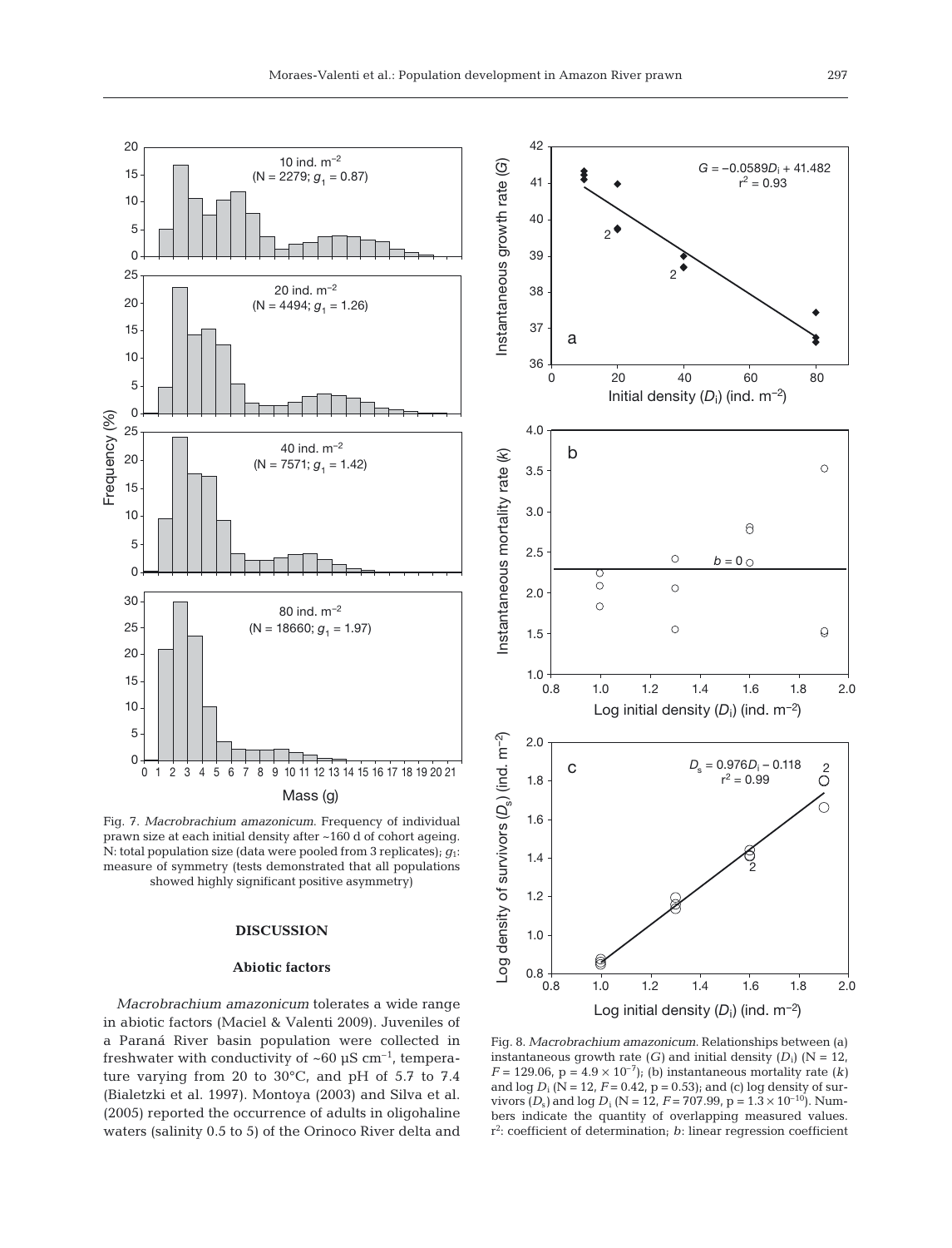Fig. 7. *Macrobrachium amazonicum*. Frequency of individual prawn size at each initial density after ~160 d of cohort ageing. N: total population size (data were pooled from 3 replicates); $g_1$: measure of symmetry (tests demonstrated that all populations showed highly significant positive asymmetry)

Fig. 8. *Macrobrachium amazonicum*. Relationships between (a) instantaneous growth rate ($G$) and initial density ($D_i$) (N = 12, $F = 129.06$, $p = 4.9 \times 10^{-7}$); (b) instantaneous mortality rate ($k$) and log $D_i$ (N = 12, $F = 0.42$, $p = 0.53$); and (c) log density of survivors ($D_s$) and log $D_i$ (N = 12, $F = 707.99$, $p = 1.3 \times 10^{-10}$). Numbers indicate the quantity of overlapping measured values. $r^2$: coefficient of determination; $b$: linear regression coefficient

## DISCUSSION

### Abiotic factors

*Macrobrachium amazonicum* tolerates a wide range in abiotic factors (Maciel & Valenti 2009). Juveniles of a Paraná River basin population were collected in freshwater with conductivity of ~60 µS cm$^{-1}$, temperature varying from 20 to 30°C, and pH of 5.7 to 7.4 (Bialetzki et al. 1997). Montoya (2003) and Silva et al. (2005) reported the occurrence of adults in oligohaline waters (salinity 0.5 to 5) of the Orinoco River delta and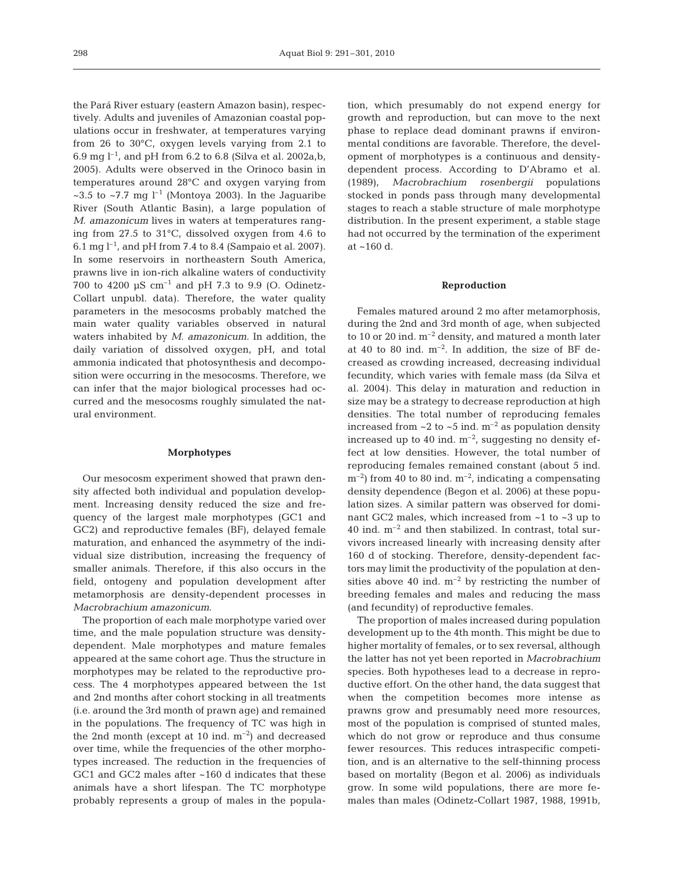the Pará River estuary (eastern Amazon basin), respectively. Adults and juveniles of Amazonian coastal populations occur in freshwater, at temperatures varying from 26 to 30°C, oxygen levels varying from 2.1 to 6.9 mg $l^{-1}$, and pH from 6.2 to 6.8 (Silva et al. 2002a,b, 2005). Adults were observed in the Orinoco basin in temperatures around 28°C and oxygen varying from ~3.5 to ~7.7 mg $l^{-1}$ (Montoya 2003). In the Jaguaribe River (South Atlantic Basin), a large population of *M. amazonicum* lives in waters at temperatures ranging from 27.5 to 31°C, dissolved oxygen from 4.6 to 6.1 mg $l^{-1}$, and pH from 7.4 to 8.4 (Sampaio et al. 2007). In some reservoirs in northeastern South America, prawns live in ion-rich alkaline waters of conductivity 700 to 4200 µS $cm^{-1}$ and pH 7.3 to 9.9 (O. Odinetz-Collart unpubl. data). Therefore, the water quality parameters in the mesocosms probably matched the main water quality variables observed in natural waters inhabited by *M. amazonicum*. In addition, the daily variation of dissolved oxygen, pH, and total ammonia indicated that photosynthesis and decomposition were occurring in the mesocosms. Therefore, we can infer that the major biological processes had occurred and the mesocosms roughly simulated the natural environment.

### Morphotypes

Our mesocosm experiment showed that prawn density affected both individual and population development. Increasing density reduced the size and frequency of the largest male morphotypes (GC1 and GC2) and reproductive females (BF), delayed female maturation, and enhanced the asymmetry of the individual size distribution, increasing the frequency of smaller animals. Therefore, if this also occurs in the field, ontogeny and population development after metamorphosis are density-dependent processes in *Macrobrachium amazonicum*.

The proportion of each male morphotype varied over time, and the male population structure was density-dependent. Male morphotypes and mature females appeared at the same cohort age. Thus the structure in morphotypes may be related to the reproductive process. The 4 morphotypes appeared between the 1st and 2nd months after cohort stocking in all treatments (i.e. around the 3rd month of prawn age) and remained in the populations. The frequency of TC was high in the 2nd month (except at 10 ind. $m^{-2}$) and decreased over time, while the frequencies of the other morphotypes increased. The reduction in the frequencies of GC1 and GC2 males after ~160 d indicates that these animals have a short lifespan. The TC morphotype probably represents a group of males in the population, which presumably do not expend energy for growth and reproduction, but can move to the next phase to replace dead dominant prawns if environmental conditions are favorable. Therefore, the development of morphotypes is a continuous and density-dependent process. According to D'Abramo et al. (1989), *Macrobrachium rosenbergii* populations stocked in ponds pass through many developmental stages to reach a stable structure of male morphotype distribution. In the present experiment, a stable stage had not occurred by the termination of the experiment at ~160 d.

### Reproduction

Females matured around 2 mo after metamorphosis, during the 2nd and 3rd month of age, when subjected to 10 or 20 ind. $m^{-2}$ density, and matured a month later at 40 to 80 ind. $m^{-2}$. In addition, the size of BF decreased as crowding increased, decreasing individual fecundity, which varies with female mass (da Silva et al. 2004). This delay in maturation and reduction in size may be a strategy to decrease reproduction at high densities. The total number of reproducing females increased from ~2 to ~5 ind. $m^{-2}$ as population density increased up to 40 ind. $m^{-2}$, suggesting no density effect at low densities. However, the total number of reproducing females remained constant (about 5 ind. $m^{-2}$) from 40 to 80 ind. $m^{-2}$, indicating a compensating density dependence (Begon et al. 2006) at these population sizes. A similar pattern was observed for dominant GC2 males, which increased from ~1 to ~3 up to 40 ind. $m^{-2}$ and then stabilized. In contrast, total survivors increased linearly with increasing density after 160 d of stocking. Therefore, density-dependent factors may limit the productivity of the population at densities above 40 ind. $m^{-2}$ by restricting the number of breeding females and males and reducing the mass (and fecundity) of reproductive females.

The proportion of males increased during population development up to the 4th month. This might be due to higher mortality of females, or to sex reversal, although the latter has not yet been reported in *Macrobrachium* species. Both hypotheses lead to a decrease in reproductive effort. On the other hand, the data suggest that when the competition becomes more intense as prawns grow and presumably need more resources, most of the population is comprised of stunted males, which do not grow or reproduce and thus consume fewer resources. This reduces intraspecific competition, and is an alternative to the self-thinning process based on mortality (Begon et al. 2006) as individuals grow. In some wild populations, there are more females than males (Odinetz-Collart 1987, 1988, 1991b,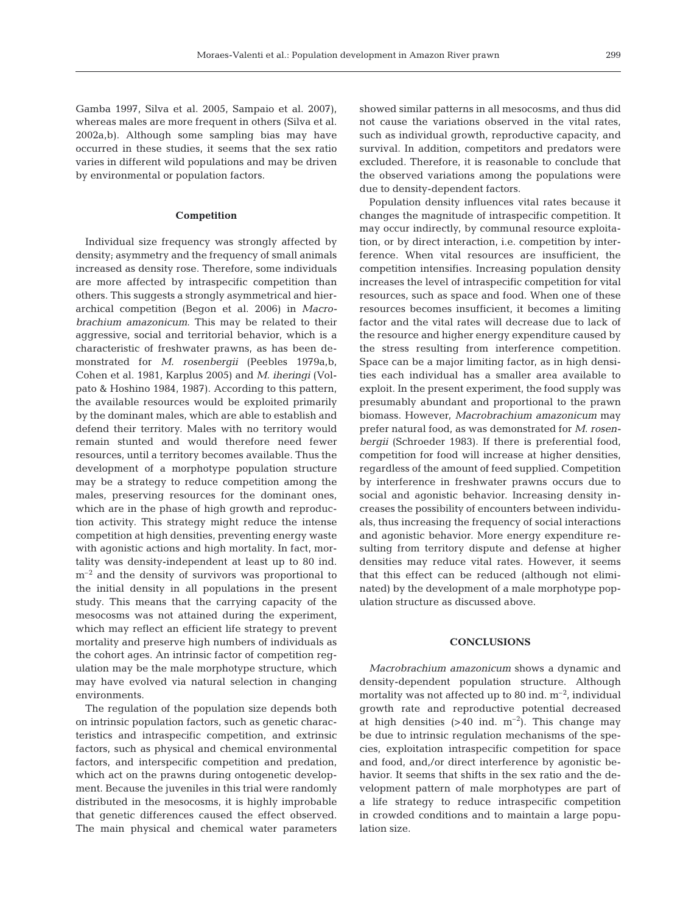Gamba 1997, Silva et al. 2005, Sampaio et al. 2007), whereas males are more frequent in others (Silva et al. 2002a,b). Although some sampling bias may have occurred in these studies, it seems that the sex ratio varies in different wild populations and may be driven by environmental or population factors.

### Competition

Individual size frequency was strongly affected by density; asymmetry and the frequency of small animals increased as density rose. Therefore, some individuals are more affected by intraspecific competition than others. This suggests a strongly asymmetrical and hierarchical competition (Begon et al. 2006) in *Macrobrachium amazonicum*. This may be related to their aggressive, social and territorial behavior, which is a characteristic of freshwater prawns, as has been demonstrated for *M. rosenbergii* (Peebles 1979a,b, Cohen et al. 1981, Karplus 2005) and *M. iheringi* (Volpato & Hoshino 1984, 1987). According to this pattern, the available resources would be exploited primarily by the dominant males, which are able to establish and defend their territory. Males with no territory would remain stunted and would therefore need fewer resources, until a territory becomes available. Thus the development of a morphotype population structure may be a strategy to reduce competition among the males, preserving resources for the dominant ones, which are in the phase of high growth and reproduction activity. This strategy might reduce the intense competition at high densities, preventing energy waste with agonistic actions and high mortality. In fact, mortality was density-independent at least up to 80 ind. $m^{-2}$ and the density of survivors was proportional to the initial density in all populations in the present study. This means that the carrying capacity of the mesocosms was not attained during the experiment, which may reflect an efficient life strategy to prevent mortality and preserve high numbers of individuals as the cohort ages. An intrinsic factor of competition regulation may be the male morphotype structure, which may have evolved via natural selection in changing environments.

The regulation of the population size depends both on intrinsic population factors, such as genetic characteristics and intraspecific competition, and extrinsic factors, such as physical and chemical environmental factors, and interspecific competition and predation, which act on the prawns during ontogenetic development. Because the juveniles in this trial were randomly distributed in the mesocosms, it is highly improbable that genetic differences caused the effect observed. The main physical and chemical water parameters showed similar patterns in all mesocosms, and thus did not cause the variations observed in the vital rates, such as individual growth, reproductive capacity, and survival. In addition, competitors and predators were excluded. Therefore, it is reasonable to conclude that the observed variations among the populations were due to density-dependent factors.

Population density influences vital rates because it changes the magnitude of intraspecific competition. It may occur indirectly, by communal resource exploitation, or by direct interaction, i.e. competition by interference. When vital resources are insufficient, the competition intensifies. Increasing population density increases the level of intraspecific competition for vital resources, such as space and food. When one of these resources becomes insufficient, it becomes a limiting factor and the vital rates will decrease due to lack of the resource and higher energy expenditure caused by the stress resulting from interference competition. Space can be a major limiting factor, as in high densities each individual has a smaller area available to exploit. In the present experiment, the food supply was presumably abundant and proportional to the prawn biomass. However, *Macrobrachium amazonicum* may prefer natural food, as was demonstrated for *M. rosenbergii* (Schroeder 1983). If there is preferential food, competition for food will increase at higher densities, regardless of the amount of feed supplied. Competition by interference in freshwater prawns occurs due to social and agonistic behavior. Increasing density increases the possibility of encounters between individuals, thus increasing the frequency of social interactions and agonistic behavior. More energy expenditure resulting from territory dispute and defense at higher densities may reduce vital rates. However, it seems that this effect can be reduced (although not eliminated) by the development of a male morphotype population structure as discussed above.

## CONCLUSIONS

*Macrobrachium amazonicum* shows a dynamic and density-dependent population structure. Although mortality was not affected up to 80 ind. $m^{-2}$, individual growth rate and reproductive potential decreased at high densities (>40 ind. $m^{-2}$). This change may be due to intrinsic regulation mechanisms of the species, exploitation intraspecific competition for space and food, and,/or direct interference by agonistic behavior. It seems that shifts in the sex ratio and the development pattern of male morphotypes are part of a life strategy to reduce intraspecific competition in crowded conditions and to maintain a large population size.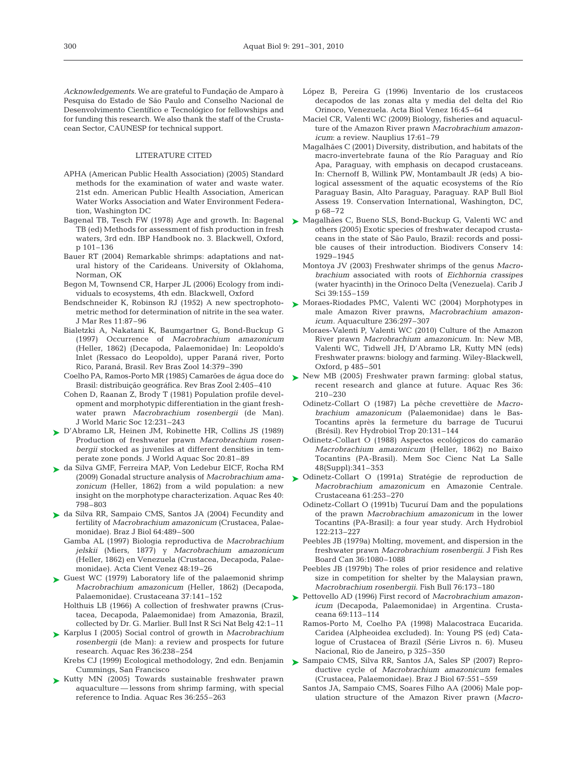*Acknowledgements.* We are grateful to Fundação de Amparo à Pesquisa do Estado de São Paulo and Conselho Nacional de Desenvolvimento Científico e Tecnológico for fellowships and for funding this research. We also thank the staff of the Crustacean Sector, CAUNESP for technical support.

## LITERATURE CITED

APHA (American Public Health Association) (2005) Standard methods for the examination of water and waste water. 21st edn. American Public Health Association, American Water Works Association and Water Environment Federation, Washington DC

Bagenal TB, Tesch FW (1978) Age and growth. In: Bagenal TB (ed) Methods for assessment of fish production in fresh waters, 3rd edn. IBP Handbook no. 3. Blackwell, Oxford, p 101–136

Bauer RT (2004) Remarkable shrimps: adaptations and natural history of the Carideans. University of Oklahoma, Norman, OK

Begon M, Townsend CR, Harper JL (2006) Ecology from individuals to ecosystems, 4th edn. Blackwell, Oxford

Bendschneider K, Robinson RJ (1952) A new spectrophotometric method for determination of nitrite in the sea water. J Mar Res 11:87–96

Bialetzki A, Nakatani K, Baumgartner G, Bond-Buckup G (1997) Occurrence of *Macrobrachium amazonicum* (Heller, 1862) (Decapoda, Palaemonidae) In: Leopoldo's Inlet (Ressaco do Leopoldo), upper Paraná river, Porto Rico, Paraná, Brasil. Rev Bras Zool 14:379–390

Coelho PA, Ramos-Porto MR (1985) Camarões de água doce do Brasil: distribuição geográfica. Rev Bras Zool 2:405–410

Cohen D, Raanan Z, Brody T (1981) Population profile development and morphotypic differentiation in the giant freshwater prawn *Macrobrachium rosenbergii* (de Man). J World Maric Soc 12:231–243

D'Abramo LR, Heinen JM, Robinette HR, Collins JS (1989) Production of freshwater prawn *Macrobrachium rosenbergii* stocked as juveniles at different densities in temperate zone ponds. J World Aquac Soc 20:81–89

da Silva GMF, Ferreira MAP, Von Ledebur EICF, Rocha RM (2009) Gonadal structure analysis of *Macrobrachium amazonicum* (Heller, 1862) from a wild population: a new insight on the morphotype characterization. Aquac Res 40: 798–803

da Silva RR, Sampaio CMS, Santos JA (2004) Fecundity and fertility of *Macrobrachium amazonicum* (Crustacea, Palaemonidae). Braz J Biol 64:489–500

Gamba AL (1997) Biologia reproductiva de *Macrobrachium jelskii* (Miers, 1877) y *Macrobrachium amazonicum* (Heller, 1862) en Venezuela (Crustacea, Decapoda, Palaemonidae). Acta Cient Venez 48:19–26

Guest WC (1979) Laboratory life of the palaemonid shrimp *Macrobrachium amazonicum* (Heller, 1862) (Decapoda, Palaemonidae). Crustaceana 37:141–152

Holthuis LB (1966) A collection of freshwater prawns (Crustacea, Decapoda, Palaemonidae) from Amazonia, Brazil, collected by Dr. G. Marlier. Bull Inst R Sci Nat Belg 42:1–11

Karplus I (2005) Social control of growth in *Macrobrachium rosenbergii* (de Man): a review and prospects for future research. Aquac Res 36:238–254

Krebs CJ (1999) Ecological methodology, 2nd edn. Benjamin Cummings, San Francisco

Kutty MN (2005) Towards sustainable freshwater prawn aquaculture — lessons from shrimp farming, with special reference to India. Aquac Res 36:255–263

López B, Pereira G (1996) Inventario de los crustaceos decapodos de las zonas alta y media del delta del Rio Orinoco, Venezuela. Acta Biol Venez 16:45–64

Maciel CR, Valenti WC (2009) Biology, fisheries and aquaculture of the Amazon River prawn *Macrobrachium amazonicum*: a review. Nauplius 17:61–79

Magalhães C (2001) Diversity, distribution, and habitats of the macro-invertebrate fauna of the Río Paraguay and Río Apa, Paraguay, with emphasis on decapod crustaceans. In: Chernoff B, Willink PW, Montambault JR (eds) A biological assessment of the aquatic ecosystems of the Río Paraguay Basin, Alto Paraguay, Paraguay. RAP Bull Biol Assess 19. Conservation International, Washington, DC, p 68–72

Magalhães C, Bueno SLS, Bond-Buckup G, Valenti WC and others (2005) Exotic species of freshwater decapod crustaceans in the state of São Paulo, Brazil: records and possible causes of their introduction. Biodivers Conserv 14: 1929–1945

Montoya JV (2003) Freshwater shrimps of the genus *Macrobrachium* associated with roots of *Eichhornia crassipes* (water hyacinth) in the Orinoco Delta (Venezuela). Carib J Sci 39:155–159

Moraes-Riodades PMC, Valenti WC (2004) Morphotypes in male Amazon River prawns, *Macrobrachium amazonicum*. Aquaculture 236:297–307

Moraes-Valenti P, Valenti WC (2010) Culture of the Amazon River prawn *Macrobrachium amazonicum*. In: New MB, Valenti WC, Tidwell JH, D'Abramo LR, Kutty MN (eds) Freshwater prawns: biology and farming. Wiley-Blackwell, Oxford, p 485–501

New MB (2005) Freshwater prawn farming: global status, recent research and glance at future. Aquac Res 36: 210–230

Odinetz-Collart O (1987) La pêche crevettière de *Macrobrachium amazonicum* (Palaemonidae) dans le Bas-Tocantins après la fermeture du barrage de Tucurui (Brésil). Rev Hydrobiol Trop 20:131–144

Odinetz-Collart O (1988) Aspectos ecológicos do camarão *Macrobrachium amazonicum* (Heller, 1862) no Baixo Tocantins (PA-Brasil). Mem Soc Cienc Nat La Salle 48(Suppl):341–353

Odinetz-Collart O (1991a) Stratégie de reproduction de *Macrobrachium amazonicum* en Amazonie Centrale. Crustaceana 61:253–270

Odinetz-Collart O (1991b) Tucuruí Dam and the populations of the prawn *Macrobrachium amazonicum* in the lower Tocantins (PA-Brasil): a four year study. Arch Hydrobiol 122:213–227

Peebles JB (1979a) Molting, movement, and dispersion in the freshwater prawn *Macrobrachium rosenbergii*. J Fish Res Board Can 36:1080–1088

Peebles JB (1979b) The roles of prior residence and relative size in competition for shelter by the Malaysian prawn, *Macrobrachium rosenbergii*. Fish Bull 76:173–180

Pettovello AD (1996) First record of *Macrobrachium amazonicum* (Decapoda, Palaemonidae) in Argentina. Crustaceana 69:113–114

Ramos-Porto M, Coelho PA (1998) Malacostraca Eucarida. Caridea (Alpheoidea excluded). In: Young PS (ed) Catalogue of Crustacea of Brazil (Série Livros n. 6). Museu Nacional, Rio de Janeiro, p 325–350

Sampaio CMS, Silva RR, Santos JA, Sales SP (2007) Reproductive cycle of *Macrobrachium amazonicum* females (Crustacea, Palaemonidae). Braz J Biol 67:551–559

Santos JA, Sampaio CMS, Soares Filho AA (2006) Male population structure of the Amazon River prawn (*Macro-*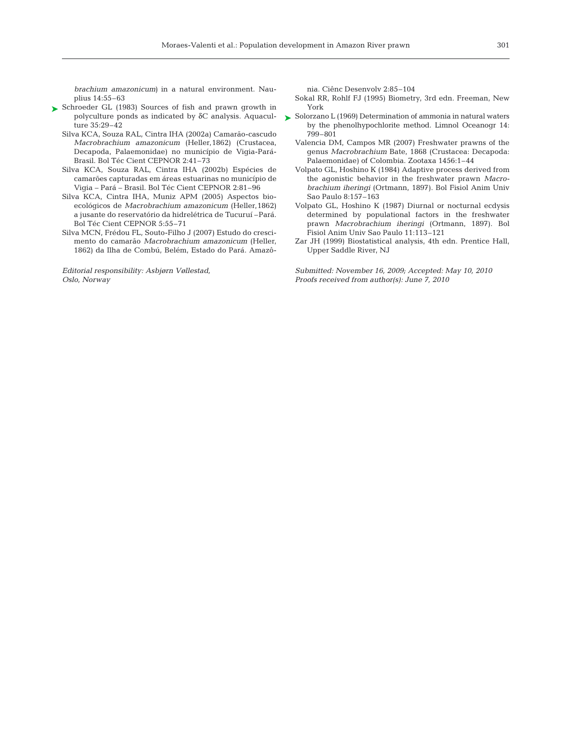*brachium amazonicum*) in a natural environment. Nauplius 14:55–63

Schroeder GL (1983) Sources of fish and prawn growth in polyculture ponds as indicated by δC analysis. Aquaculture 35:29–42

Silva KCA, Souza RAL, Cintra IHA (2002a) Camarão-cascudo *Macrobrachium amazonicum* (Heller,1862) (Crustacea, Decapoda, Palaemonidae) no município de Vigia-Pará-Brasil. Bol Téc Cient CEPNOR 2:41–73

Silva KCA, Souza RAL, Cintra IHA (2002b) Espécies de camarões capturadas em áreas estuarinas no município de Vigia – Pará – Brasil. Bol Téc Cient CEPNOR 2:81–96

Silva KCA, Cintra IHA, Muniz APM (2005) Aspectos bioecológicos de *Macrobrachium amazonicum* (Heller,1862) a jusante do reservatório da hidrelétrica de Tucuruí –Pará. Bol Téc Cient CEPNOR 5:55–71

Silva MCN, Frédou FL, Souto-Filho J (2007) Estudo do crescimento do camarão *Macrobrachium amazonicum* (Heller, 1862) da Ilha de Combú, Belém, Estado do Pará. Amazônia. Ciênc Desenvolv 2:85–104

Sokal RR, Rohlf FJ (1995) Biometry, 3rd edn. Freeman, New York

Solorzano L (1969) Determination of ammonia in natural waters by the phenolhypochlorite method. Limnol Oceanogr 14: 799–801

Valencia DM, Campos MR (2007) Freshwater prawns of the genus *Macrobrachium* Bate, 1868 (Crustacea: Decapoda: Palaemonidae) of Colombia. Zootaxa 1456:1–44

Volpato GL, Hoshino K (1984) Adaptive process derived from the agonistic behavior in the freshwater prawn *Macrobrachium iheringi* (Ortmann, 1897). Bol Fisiol Anim Univ Sao Paulo 8:157–163

Volpato GL, Hoshino K (1987) Diurnal or nocturnal ecdysis determined by populational factors in the freshwater prawn *Macrobrachium iheringi* (Ortmann, 1897). Bol Fisiol Anim Univ Sao Paulo 11:113–121

Zar JH (1999) Biostatistical analysis, 4th edn. Prentice Hall, Upper Saddle River, NJ

*Editorial responsibility: Asbjørn Vøllestad, Oslo, Norway*

*Submitted: November 16, 2009; Accepted: May 10, 2010*
*Proofs received from author(s): June 7, 2010*